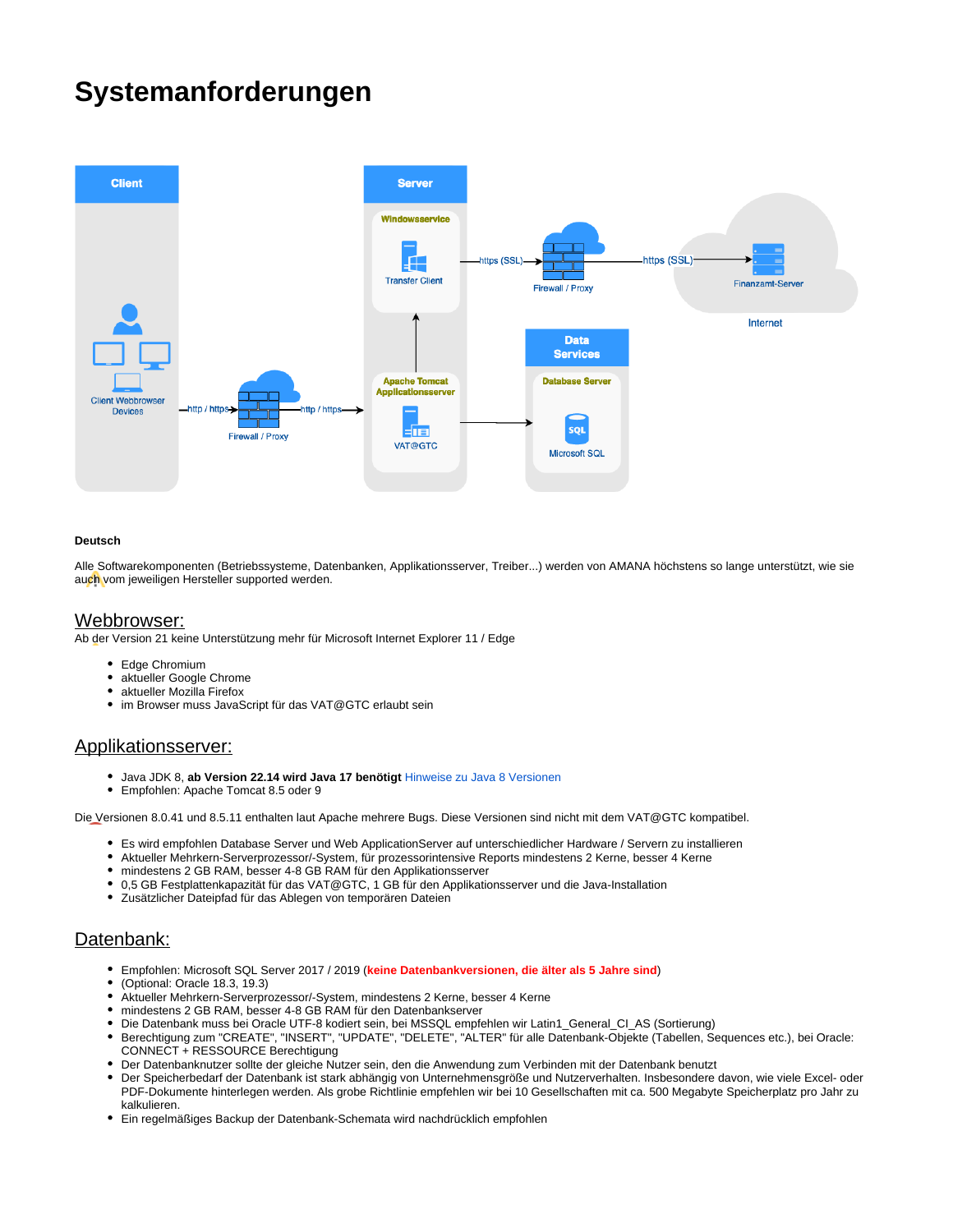# Systemanforderungen

**Deutsch**

Alle Softwarekomponenten (Betriebssysteme, Datenbanken, Applikationsserver, Treiber...) werden von AMANA höchstens so lange unterstützt, wie sie auch vom jeweiligen Hersteller supported werden.

## Webbrowser:

Ab der Version 21 keine Unterstützung mehr für Microsoft Internet Explorer 11 / Edge

- Edge Chromium
- aktueller Google Chrome
- aktueller Mozilla Firefox
- im Browser muss JavaScript für das VAT@GTC erlaubt sein

## Applikationsserver:

- Java JDK 8, **ab Version 22.14 wird Java 17 benötigt** Hinweise zu Java 8 Versionen
- Empfohlen: Apache Tomcat 8.5 oder 9

Die Versionen 8.0.41 und 8.5.11 enthalten laut Apache mehrere Bugs. Diese Versionen sind nicht mit dem VAT@GTC kompatibel.

- Es wird empfohlen Database Server und Web ApplicationServer auf unterschiedlicher Hardware / Servern zu installieren
- Aktueller Mehrkern-Serverprozessor/-System, für prozessorintensive Reports mindestens 2 Kerne, besser 4 Kerne
- mindestens 2 GB RAM, besser 4-8 GB RAM für den Applikationsserver
- 0,5 GB Festplattenkapazität für das VAT@GTC, 1 GB für den Applikationsserver und die Java-Installation
- Zusätzlicher Dateipfad für das Ablegen von temporären Dateien

## Datenbank:

- Empfohlen: Microsoft SQL Server 2017 / 2019 (**keine Datenbankversionen, die älter als 5 Jahre sind**)
- (Optional: Oracle 18.3, 19.3)
- Aktueller Mehrkern-Serverprozessor/-System, mindestens 2 Kerne, besser 4 Kerne
- mindestens 2 GB RAM, besser 4-8 GB RAM für den Datenbankserver
- Die Datenbank muss bei Oracle UTF-8 kodiert sein, bei MSSQL empfehlen wir Latin1_General_CI_AS (Sortierung)
- Berechtigung zum "CREATE", "INSERT", "UPDATE", "DELETE", "ALTER" für alle Datenbank-Objekte (Tabellen, Sequences etc.), bei Oracle: CONNECT + RESSOURCE Berechtigung
- Der Datenbanknutzer sollte der gleiche Nutzer sein, den die Anwendung zum Verbinden mit der Datenbank benutzt
- Der Speicherbedarf der Datenbank ist stark abhängig von Unternehmensgröße und Nutzerverhalten. Insbesondere davon, wie viele Excel- oder PDF-Dokumente hinterlegen werden. Als grobe Richtlinie empfehlen wir bei 10 Gesellschaften mit ca. 500 Megabyte Speicherplatz pro Jahr zu kalkulieren.
- Ein regelmäßiges Backup der Datenbank-Schemata wird nachdrücklich empfohlen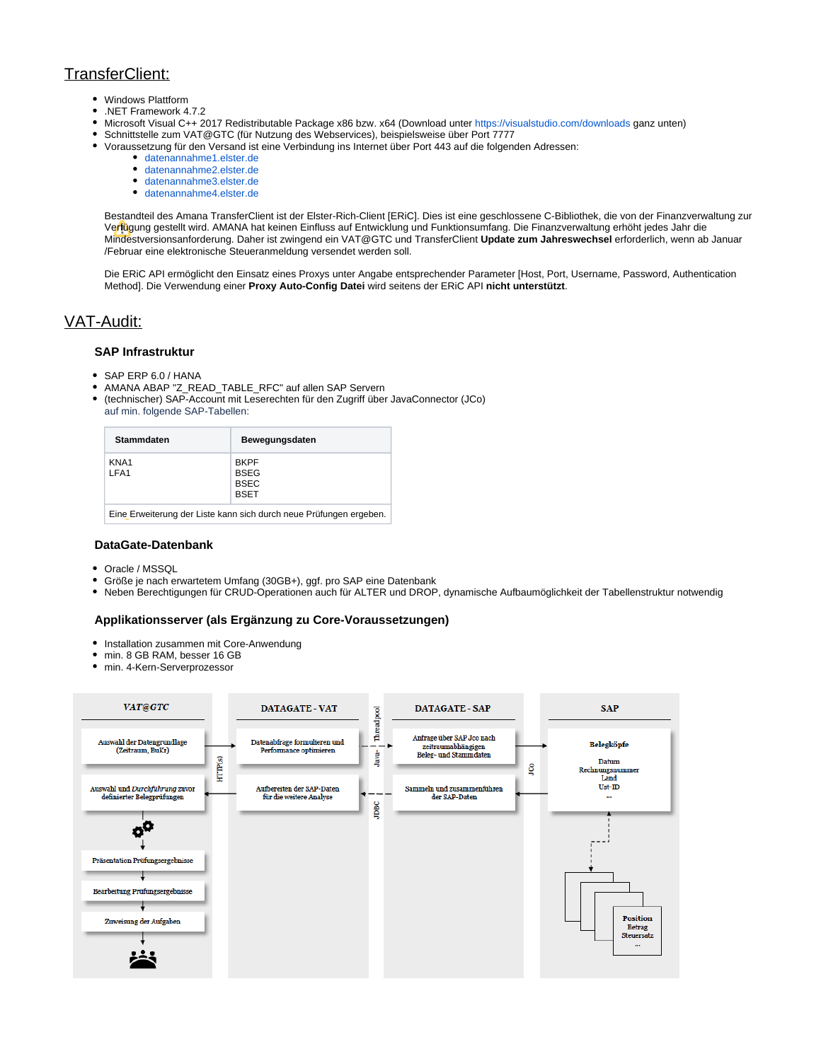## TransferClient:

- Windows Plattform
- .NET Framework 4.7.2
- Microsoft Visual C++ 2017 Redistributable Package x86 bzw. x64 (Download unter https://visualstudio.com/downloads ganz unten)
- Schnittstelle zum VAT@GTC (für Nutzung des Webservices), beispielsweise über Port 7777
- Voraussetzung für den Versand ist eine Verbindung ins Internet über Port 443 auf die folgenden Adressen:
  - datenannahme1.elster.de
  - datenannahme2.elster.de
  - datenannahme3.elster.de
  - datenannahme4.elster.de

Bestandteil des Amana TransferClient ist der Elster-Rich-Client [ERiC]. Dies ist eine geschlossene C-Bibliothek, die von der Finanzverwaltung zur Verfügung gestellt wird. AMANA hat keinen Einfluss auf Entwicklung und Funktionsumfang. Die Finanzverwaltung erhöht jedes Jahr die Mindestversionsanforderung. Daher ist zwingend ein VAT@GTC und TransferClient **Update zum Jahreswechsel** erforderlich, wenn ab Januar /Februar eine elektronische Steueranmeldung versendet werden soll.

Die ERiC API ermöglicht den Einsatz eines Proxys unter Angabe entsprechender Parameter [Host, Port, Username, Password, Authentication Method]. Die Verwendung einer **Proxy Auto-Config Datei** wird seitens der ERiC API **nicht unterstützt**.

## VAT-Audit:

### SAP Infrastruktur

- SAP ERP 6.0 / HANA
- AMANA ABAP "Z_READ_TABLE_RFC" auf allen SAP Servern
- (technischer) SAP-Account mit Leserechten für den Zugriff über JavaConnector (JCo) auf min. folgende SAP-Tabellen:

| Stammdaten | Bewegungsdaten |
| --- | --- |
| KNA1<br>LFA1 | BKPF<br>BSEG<br>BSEC<br>BSET |
| Eine Erweiterung der Liste kann sich durch neue Prüfungen ergeben. | |

### DataGate-Datenbank

- Oracle / MSSQL
- Größe je nach erwartetem Umfang (30GB+), ggf. pro SAP eine Datenbank
- Neben Berechtigungen für CRUD-Operationen auch für ALTER und DROP, dynamische Aufbaumöglichkeit der Tabellenstruktur notwendig

### Applikationsserver (als Ergänzung zu Core-Voraussetzungen)

- Installation zusammen mit Core-Anwendung
- min. 8 GB RAM, besser 16 GB
- min. 4-Kern-Serverprozessor

**VAT@GTC** | **DATAGATE - VAT** | **DATAGATE - SAP** | **SAP**

Auswahl der Datengrundlage (Zeitraum, BuKr) → HTTP(s) → Datenabfrage formulieren und Performance optimieren → Java - Threadpool → Anfrage über SAP Jco nach zeitraumabhängigen Beleg- und Stammdaten → JCo → Belegköpfe (Datum, Rechnungsnummer, Land, Ust-ID, ...)

Sammeln und zusammenführen der SAP-Daten → JDBC → Aufbereiten der SAP-Daten für die weitere Analyse → Auswahl und *Durchführung* zuvor definierter Belegprüfungen

Präsentation Prüfungsergebnisse → Bearbeitung Prüfungsergebnisse → Zuweisung der Aufgaben

Position (Betrag, Steuersatz, ...)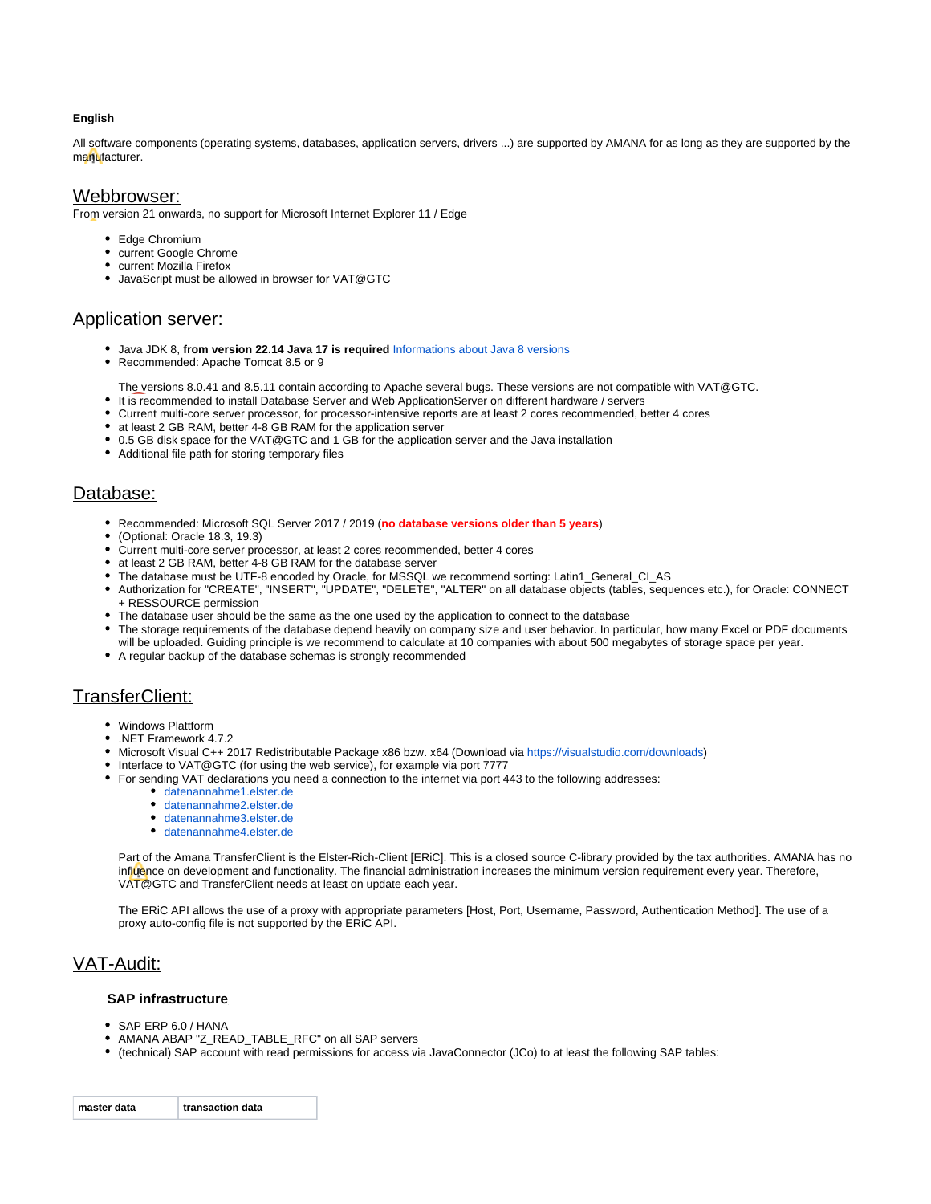**English**

All software components (operating systems, databases, application servers, drivers ...) are supported by AMANA for as long as they are supported by the manufacturer.

## Webbrowser:

From version 21 onwards, no support for Microsoft Internet Explorer 11 / Edge

- Edge Chromium
- current Google Chrome
- current Mozilla Firefox
- JavaScript must be allowed in browser for VAT@GTC

## Application server:

- Java JDK 8, **from version 22.14 Java 17 is required** Informations about Java 8 versions
- Recommended: Apache Tomcat 8.5 or 9

  The versions 8.0.41 and 8.5.11 contain according to Apache several bugs. These versions are not compatible with VAT@GTC.
- It is recommended to install Database Server and Web ApplicationServer on different hardware / servers
- Current multi-core server processor, for processor-intensive reports are at least 2 cores recommended, better 4 cores
- at least 2 GB RAM, better 4-8 GB RAM for the application server
- 0.5 GB disk space for the VAT@GTC and 1 GB for the application server and the Java installation
- Additional file path for storing temporary files

## Database:

- Recommended: Microsoft SQL Server 2017 / 2019 (**no database versions older than 5 years**)
- (Optional: Oracle 18.3, 19.3)
- Current multi-core server processor, at least 2 cores recommended, better 4 cores
- at least 2 GB RAM, better 4-8 GB RAM for the database server
- The database must be UTF-8 encoded by Oracle, for MSSQL we recommend sorting: Latin1_General_CI_AS
- Authorization for "CREATE", "INSERT", "UPDATE", "DELETE", "ALTER" on all database objects (tables, sequences etc.), for Oracle: CONNECT + RESSOURCE permission
- The database user should be the same as the one used by the application to connect to the database
- The storage requirements of the database depend heavily on company size and user behavior. In particular, how many Excel or PDF documents will be uploaded. Guiding principle is we recommend to calculate at 10 companies with about 500 megabytes of storage space per year.
- A regular backup of the database schemas is strongly recommended

## TransferClient:

- Windows Plattform
- .NET Framework 4.7.2
- Microsoft Visual C++ 2017 Redistributable Package x86 bzw. x64 (Download via https://visualstudio.com/downloads)
- Interface to VAT@GTC (for using the web service), for example via port 7777
- For sending VAT declarations you need a connection to the internet via port 443 to the following addresses:
  - datenannahme1.elster.de
  - datenannahme2.elster.de
  - datenannahme3.elster.de
  - datenannahme4.elster.de

  Part of the Amana TransferClient is the Elster-Rich-Client [ERiC]. This is a closed source C-library provided by the tax authorities. AMANA has no influence on development and functionality. The financial administration increases the minimum version requirement every year. Therefore, VAT@GTC and TransferClient needs at least on update each year.

  The ERiC API allows the use of a proxy with appropriate parameters [Host, Port, Username, Password, Authentication Method]. The use of a proxy auto-config file is not supported by the ERiC API.

## VAT-Audit:

### SAP infrastructure

- SAP ERP 6.0 / HANA
- AMANA ABAP "Z_READ_TABLE_RFC" on all SAP servers
- (technical) SAP account with read permissions for access via JavaConnector (JCo) to at least the following SAP tables:

| master data | transaction data |
| --- | --- |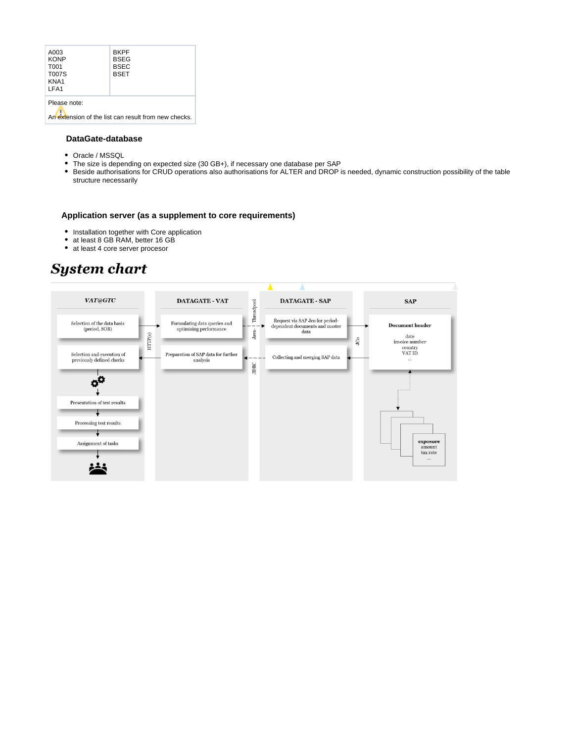| | |
|---|---|
| A003<br>KONP<br>T001<br>T007S<br>KNA1<br>LFA1 | BKPF<br>BSEG<br>BSEC<br>BSET |
| Please note:<br>An extension of the list can result from new checks. | |

### DataGate-database

- Oracle / MSSQL
- The size is depending on expected size (30 GB+), if necessary one database per SAP
- Beside authorisations for CRUD operations also authorisations for ALTER and DROP is needed, dynamic construction possibility of the table structure necessarily

### Application server (as a supplement to core requirements)

- Installation together with Core application
- at least 8 GB RAM, better 16 GB
- at least 4 core server procesor

## *System chart*

VAT@GTC

Selection of the data basis (period, SOB)

Selection and execution of previously defined checks

Presentation of test results

Processing test results

Assignment of tasks

HTTP(s)

DATAGATE - VAT

Formulating data queries and optimising performance

Preparation of SAP data for further analysis

Java - 1 Threadpool

JDBC

DATAGATE - SAP

Request via SAP Jco for period-dependent documents and master data

Collecting and merging SAP data

JCo

SAP

Document header

date
invoice number
country
VAT ID
...

exposure
amount
tax rate
...